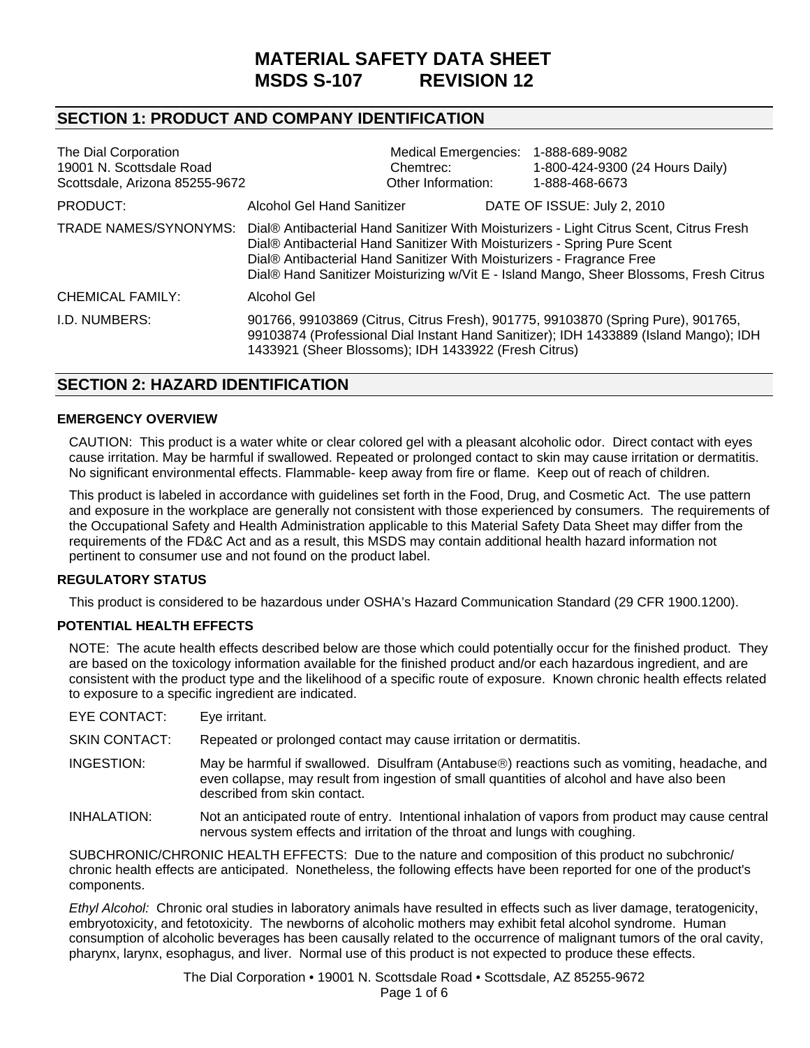# MATERIAL SAFETY DATA SHEET
# MSDS S-107 REVISION 12

## SECTION 1: PRODUCT AND COMPANY IDENTIFICATION

The Dial Corporation
19001 N. Scottsdale Road
Scottsdale, Arizona 85255-9672

| | |
|---|---|
| Medical Emergencies: | 1-888-689-9082 |
| Chemtrec: | 1-800-424-9300 (24 Hours Daily) |
| Other Information: | 1-888-468-6673 |

PRODUCT: Alcohol Gel Hand Sanitizer DATE OF ISSUE: July 2, 2010

TRADE NAMES/SYNONYMS:
Dial® Antibacterial Hand Sanitizer With Moisturizers - Light Citrus Scent, Citrus Fresh
Dial® Antibacterial Hand Sanitizer With Moisturizers - Spring Pure Scent
Dial® Antibacterial Hand Sanitizer With Moisturizers - Fragrance Free
Dial® Hand Sanitizer Moisturizing w/Vit E - Island Mango, Sheer Blossoms, Fresh Citrus

CHEMICAL FAMILY: Alcohol Gel

I.D. NUMBERS: 901766, 99103869 (Citrus, Citrus Fresh), 901775, 99103870 (Spring Pure), 901765, 99103874 (Professional Dial Instant Hand Sanitizer); IDH 1433889 (Island Mango); IDH 1433921 (Sheer Blossoms); IDH 1433922 (Fresh Citrus)

## SECTION 2: HAZARD IDENTIFICATION

### EMERGENCY OVERVIEW

CAUTION: This product is a water white or clear colored gel with a pleasant alcoholic odor. Direct contact with eyes cause irritation. May be harmful if swallowed. Repeated or prolonged contact to skin may cause irritation or dermatitis. No significant environmental effects. Flammable- keep away from fire or flame. Keep out of reach of children.

This product is labeled in accordance with guidelines set forth in the Food, Drug, and Cosmetic Act. The use pattern and exposure in the workplace are generally not consistent with those experienced by consumers. The requirements of the Occupational Safety and Health Administration applicable to this Material Safety Data Sheet may differ from the requirements of the FD&C Act and as a result, this MSDS may contain additional health hazard information not pertinent to consumer use and not found on the product label.

### REGULATORY STATUS

This product is considered to be hazardous under OSHA's Hazard Communication Standard (29 CFR 1900.1200).

### POTENTIAL HEALTH EFFECTS

NOTE: The acute health effects described below are those which could potentially occur for the finished product. They are based on the toxicology information available for the finished product and/or each hazardous ingredient, and are consistent with the product type and the likelihood of a specific route of exposure. Known chronic health effects related to exposure to a specific ingredient are indicated.

EYE CONTACT: Eye irritant.

SKIN CONTACT: Repeated or prolonged contact may cause irritation or dermatitis.

INGESTION: May be harmful if swallowed. Disulfram (Antabuse®) reactions such as vomiting, headache, and even collapse, may result from ingestion of small quantities of alcohol and have also been described from skin contact.

INHALATION: Not an anticipated route of entry. Intentional inhalation of vapors from product may cause central nervous system effects and irritation of the throat and lungs with coughing.

SUBCHRONIC/CHRONIC HEALTH EFFECTS: Due to the nature and composition of this product no subchronic/ chronic health effects are anticipated. Nonetheless, the following effects have been reported for one of the product's components.

*Ethyl Alcohol:* Chronic oral studies in laboratory animals have resulted in effects such as liver damage, teratogenicity, embryotoxicity, and fetotoxicity. The newborns of alcoholic mothers may exhibit fetal alcohol syndrome. Human consumption of alcoholic beverages has been causally related to the occurrence of malignant tumors of the oral cavity, pharynx, larynx, esophagus, and liver. Normal use of this product is not expected to produce these effects.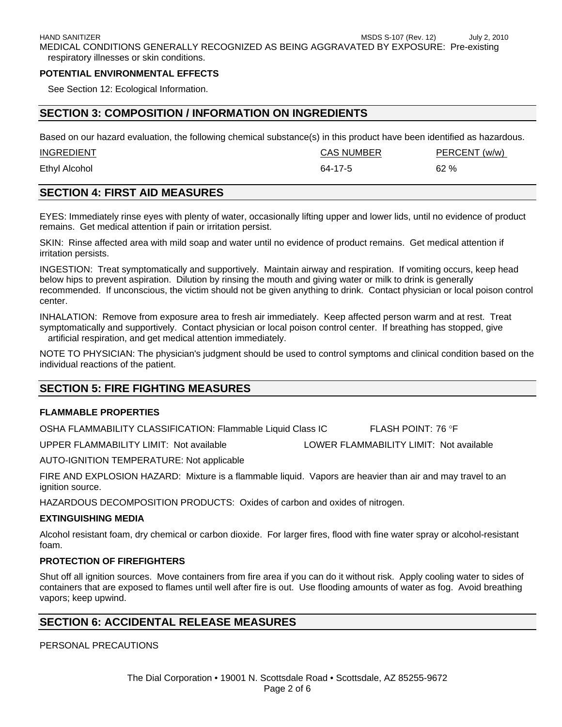MEDICAL CONDITIONS GENERALLY RECOGNIZED AS BEING AGGRAVATED BY EXPOSURE: Pre-existing respiratory illnesses or skin conditions.

**POTENTIAL ENVIRONMENTAL EFFECTS**

See Section 12: Ecological Information.

## SECTION 3: COMPOSITION / INFORMATION ON INGREDIENTS

Based on our hazard evaluation, the following chemical substance(s) in this product have been identified as hazardous.

| INGREDIENT | CAS NUMBER | PERCENT (w/w) |
|---|---|---|
| Ethyl Alcohol | 64-17-5 | 62 % |

## SECTION 4: FIRST AID MEASURES

EYES: Immediately rinse eyes with plenty of water, occasionally lifting upper and lower lids, until no evidence of product remains. Get medical attention if pain or irritation persist.

SKIN: Rinse affected area with mild soap and water until no evidence of product remains. Get medical attention if irritation persists.

INGESTION: Treat symptomatically and supportively. Maintain airway and respiration. If vomiting occurs, keep head below hips to prevent aspiration. Dilution by rinsing the mouth and giving water or milk to drink is generally recommended. If unconscious, the victim should not be given anything to drink. Contact physician or local poison control center.

INHALATION: Remove from exposure area to fresh air immediately. Keep affected person warm and at rest. Treat symptomatically and supportively. Contact physician or local poison control center. If breathing has stopped, give artificial respiration, and get medical attention immediately.

NOTE TO PHYSICIAN: The physician's judgment should be used to control symptoms and clinical condition based on the individual reactions of the patient.

## SECTION 5: FIRE FIGHTING MEASURES

**FLAMMABLE PROPERTIES**

OSHA FLAMMABILITY CLASSIFICATION: Flammable Liquid Class IC FLASH POINT: 76 °F

UPPER FLAMMABILITY LIMIT: Not available LOWER FLAMMABILITY LIMIT: Not available

AUTO-IGNITION TEMPERATURE: Not applicable

FIRE AND EXPLOSION HAZARD: Mixture is a flammable liquid. Vapors are heavier than air and may travel to an ignition source.

HAZARDOUS DECOMPOSITION PRODUCTS: Oxides of carbon and oxides of nitrogen.

**EXTINGUISHING MEDIA**

Alcohol resistant foam, dry chemical or carbon dioxide. For larger fires, flood with fine water spray or alcohol-resistant foam.

**PROTECTION OF FIREFIGHTERS**

Shut off all ignition sources. Move containers from fire area if you can do it without risk. Apply cooling water to sides of containers that are exposed to flames until well after fire is out. Use flooding amounts of water as fog. Avoid breathing vapors; keep upwind.

## SECTION 6: ACCIDENTAL RELEASE MEASURES

PERSONAL PRECAUTIONS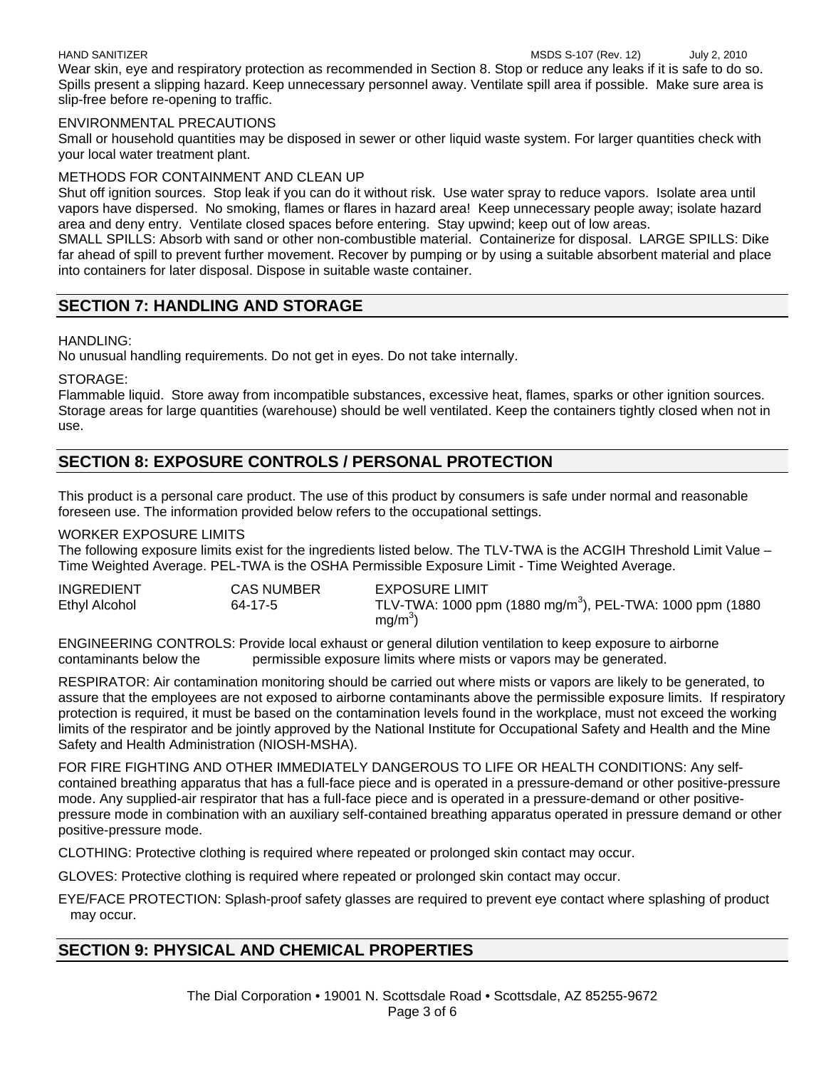Wear skin, eye and respiratory protection as recommended in Section 8. Stop or reduce any leaks if it is safe to do so. Spills present a slipping hazard. Keep unnecessary personnel away. Ventilate spill area if possible. Make sure area is slip-free before re-opening to traffic.

ENVIRONMENTAL PRECAUTIONS

Small or household quantities may be disposed in sewer or other liquid waste system. For larger quantities check with your local water treatment plant.

METHODS FOR CONTAINMENT AND CLEAN UP

Shut off ignition sources. Stop leak if you can do it without risk. Use water spray to reduce vapors. Isolate area until vapors have dispersed. No smoking, flames or flares in hazard area! Keep unnecessary people away; isolate hazard area and deny entry. Ventilate closed spaces before entering. Stay upwind; keep out of low areas.

SMALL SPILLS: Absorb with sand or other non-combustible material. Containerize for disposal. LARGE SPILLS: Dike far ahead of spill to prevent further movement. Recover by pumping or by using a suitable absorbent material and place into containers for later disposal. Dispose in suitable waste container.

## SECTION 7: HANDLING AND STORAGE

HANDLING:

No unusual handling requirements. Do not get in eyes. Do not take internally.

STORAGE:

Flammable liquid. Store away from incompatible substances, excessive heat, flames, sparks or other ignition sources. Storage areas for large quantities (warehouse) should be well ventilated. Keep the containers tightly closed when not in use.

## SECTION 8: EXPOSURE CONTROLS / PERSONAL PROTECTION

This product is a personal care product. The use of this product by consumers is safe under normal and reasonable foreseen use. The information provided below refers to the occupational settings.

WORKER EXPOSURE LIMITS

The following exposure limits exist for the ingredients listed below. The TLV-TWA is the ACGIH Threshold Limit Value – Time Weighted Average. PEL-TWA is the OSHA Permissible Exposure Limit - Time Weighted Average.

| INGREDIENT | CAS NUMBER | EXPOSURE LIMIT |
|---|---|---|
| Ethyl Alcohol | 64-17-5 | TLV-TWA: 1000 ppm (1880 $mg/m^3$), PEL-TWA: 1000 ppm (1880 $mg/m^3$) |

ENGINEERING CONTROLS: Provide local exhaust or general dilution ventilation to keep exposure to airborne contaminants below the permissible exposure limits where mists or vapors may be generated.

RESPIRATOR: Air contamination monitoring should be carried out where mists or vapors are likely to be generated, to assure that the employees are not exposed to airborne contaminants above the permissible exposure limits. If respiratory protection is required, it must be based on the contamination levels found in the workplace, must not exceed the working limits of the respirator and be jointly approved by the National Institute for Occupational Safety and Health and the Mine Safety and Health Administration (NIOSH-MSHA).

FOR FIRE FIGHTING AND OTHER IMMEDIATELY DANGEROUS TO LIFE OR HEALTH CONDITIONS: Any self-contained breathing apparatus that has a full-face piece and is operated in a pressure-demand or other positive-pressure mode. Any supplied-air respirator that has a full-face piece and is operated in a pressure-demand or other positive-pressure mode in combination with an auxiliary self-contained breathing apparatus operated in pressure demand or other positive-pressure mode.

CLOTHING: Protective clothing is required where repeated or prolonged skin contact may occur.

GLOVES: Protective clothing is required where repeated or prolonged skin contact may occur.

EYE/FACE PROTECTION: Splash-proof safety glasses are required to prevent eye contact where splashing of product may occur.

## SECTION 9: PHYSICAL AND CHEMICAL PROPERTIES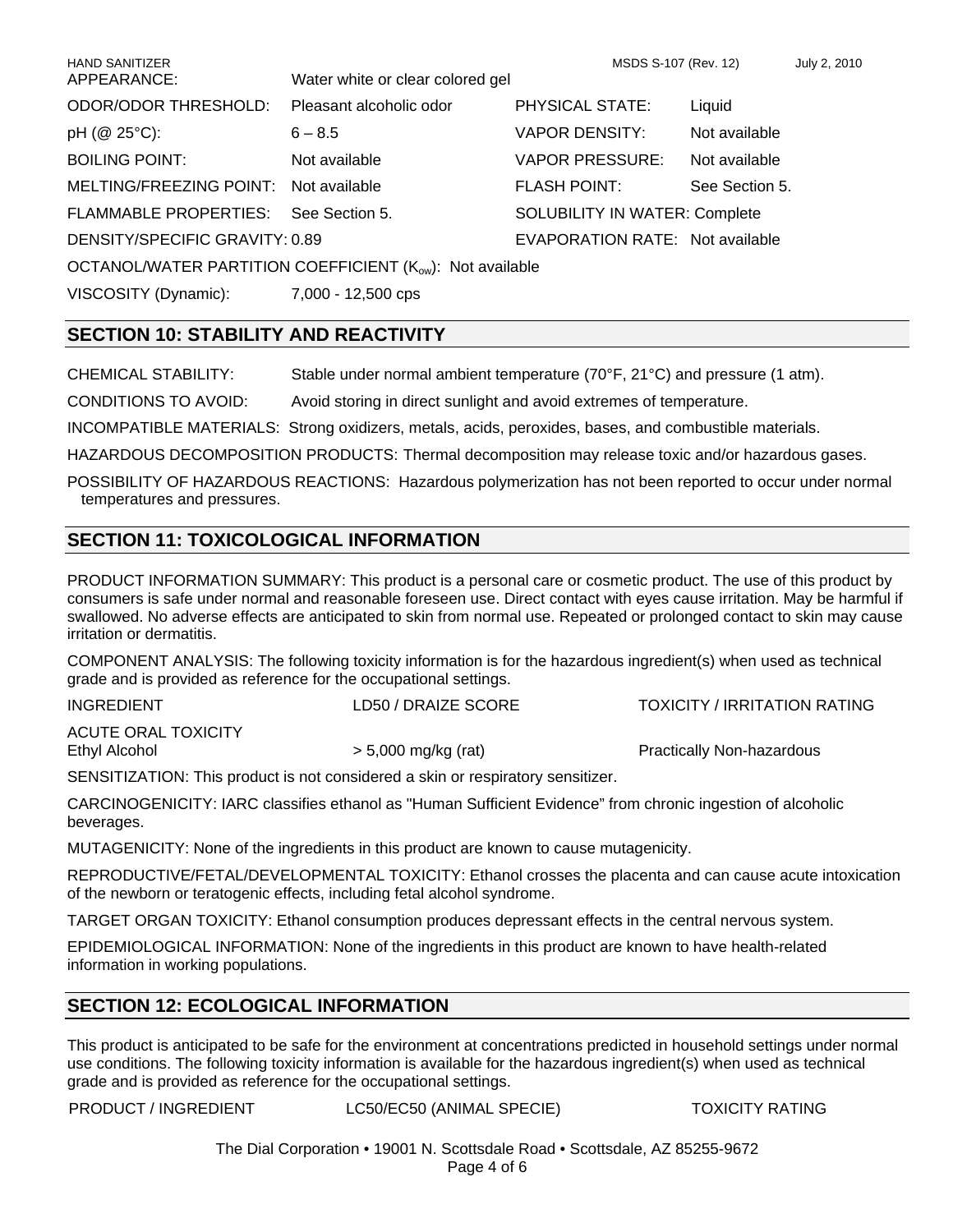| | | | |
|---|---|---|---|
| APPEARANCE: | Water white or clear colored gel | | |
| ODOR/ODOR THRESHOLD: | Pleasant alcoholic odor | PHYSICAL STATE: | Liquid |
| pH (@ 25°C): | 6 – 8.5 | VAPOR DENSITY: | Not available |
| BOILING POINT: | Not available | VAPOR PRESSURE: | Not available |
| MELTING/FREEZING POINT: | Not available | FLASH POINT: | See Section 5. |
| FLAMMABLE PROPERTIES: | See Section 5. | SOLUBILITY IN WATER: | Complete |
| DENSITY/SPECIFIC GRAVITY: | 0.89 | EVAPORATION RATE: | Not available |

OCTANOL/WATER PARTITION COEFFICIENT ($K_{ow}$): Not available

VISCOSITY (Dynamic): 7,000 - 12,500 cps

## SECTION 10: STABILITY AND REACTIVITY

CHEMICAL STABILITY: Stable under normal ambient temperature (70°F, 21°C) and pressure (1 atm).

CONDITIONS TO AVOID: Avoid storing in direct sunlight and avoid extremes of temperature.

INCOMPATIBLE MATERIALS: Strong oxidizers, metals, acids, peroxides, bases, and combustible materials.

HAZARDOUS DECOMPOSITION PRODUCTS: Thermal decomposition may release toxic and/or hazardous gases.

POSSIBILITY OF HAZARDOUS REACTIONS: Hazardous polymerization has not been reported to occur under normal temperatures and pressures.

## SECTION 11: TOXICOLOGICAL INFORMATION

PRODUCT INFORMATION SUMMARY: This product is a personal care or cosmetic product. The use of this product by consumers is safe under normal and reasonable foreseen use. Direct contact with eyes cause irritation. May be harmful if swallowed. No adverse effects are anticipated to skin from normal use. Repeated or prolonged contact to skin may cause irritation or dermatitis.

COMPONENT ANALYSIS: The following toxicity information is for the hazardous ingredient(s) when used as technical grade and is provided as reference for the occupational settings.

| INGREDIENT | LD50 / DRAIZE SCORE | TOXICITY / IRRITATION RATING |
|---|---|---|
| ACUTE ORAL TOXICITY | | |
| Ethyl Alcohol | > 5,000 mg/kg (rat) | Practically Non-hazardous |

SENSITIZATION: This product is not considered a skin or respiratory sensitizer.

CARCINOGENICITY: IARC classifies ethanol as "Human Sufficient Evidence" from chronic ingestion of alcoholic beverages.

MUTAGENICITY: None of the ingredients in this product are known to cause mutagenicity.

REPRODUCTIVE/FETAL/DEVELOPMENTAL TOXICITY: Ethanol crosses the placenta and can cause acute intoxication of the newborn or teratogenic effects, including fetal alcohol syndrome.

TARGET ORGAN TOXICITY: Ethanol consumption produces depressant effects in the central nervous system.

EPIDEMIOLOGICAL INFORMATION: None of the ingredients in this product are known to have health-related information in working populations.

## SECTION 12: ECOLOGICAL INFORMATION

This product is anticipated to be safe for the environment at concentrations predicted in household settings under normal use conditions. The following toxicity information is available for the hazardous ingredient(s) when used as technical grade and is provided as reference for the occupational settings.

| PRODUCT / INGREDIENT | LC50/EC50 (ANIMAL SPECIE) | TOXICITY RATING |
|---|---|---|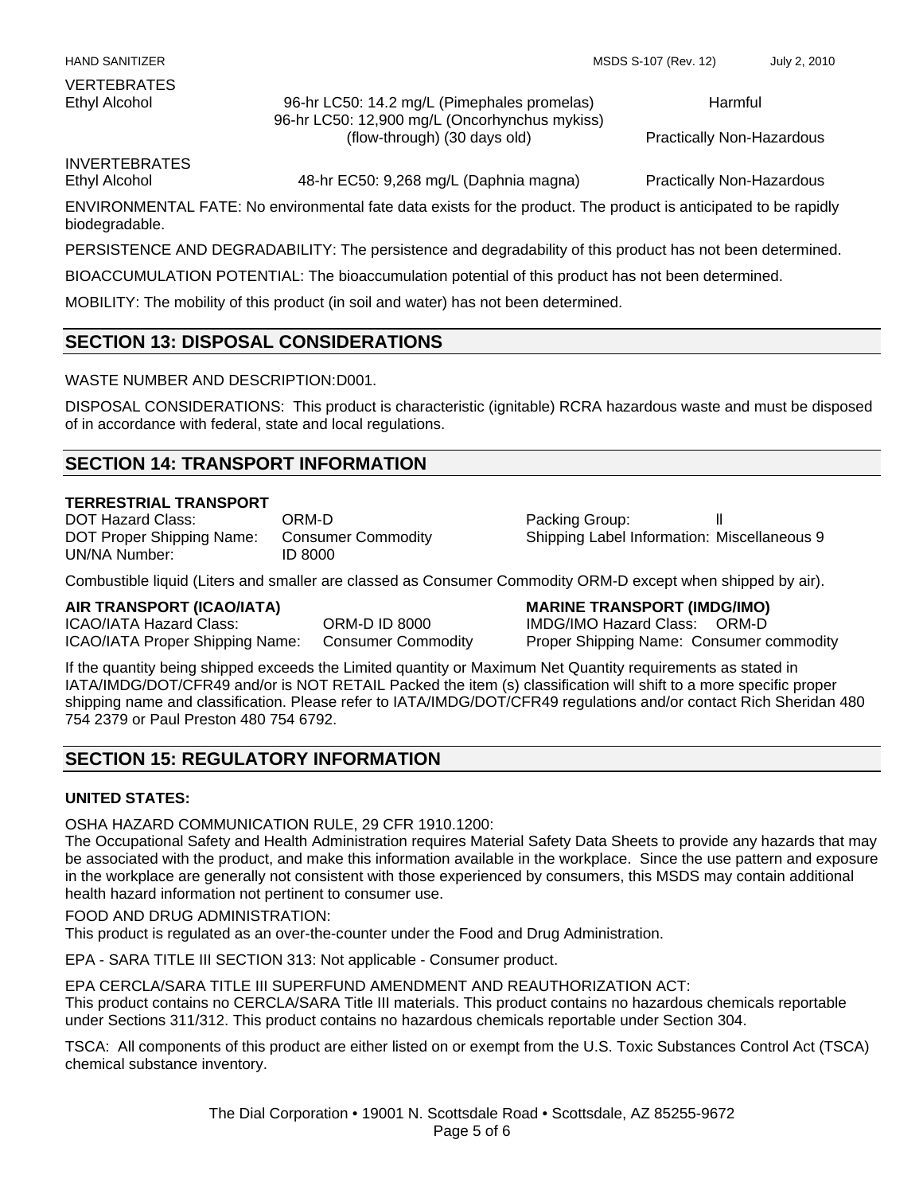VERTEBRATES

| | | |
|---|---|---|
| Ethyl Alcohol | 96-hr LC50: 14.2 mg/L (Pimephales promelas) | Harmful |
| | 96-hr LC50: 12,900 mg/L (Oncorhynchus mykiss) (flow-through) (30 days old) | Practically Non-Hazardous |

INVERTEBRATES

| | | |
|---|---|---|
| Ethyl Alcohol | 48-hr EC50: 9,268 mg/L (Daphnia magna) | Practically Non-Hazardous |

ENVIRONMENTAL FATE: No environmental fate data exists for the product. The product is anticipated to be rapidly biodegradable.

PERSISTENCE AND DEGRADABILITY: The persistence and degradability of this product has not been determined.

BIOACCUMULATION POTENTIAL: The bioaccumulation potential of this product has not been determined.

MOBILITY: The mobility of this product (in soil and water) has not been determined.

## SECTION 13: DISPOSAL CONSIDERATIONS

WASTE NUMBER AND DESCRIPTION:D001.

DISPOSAL CONSIDERATIONS: This product is characteristic (ignitable) RCRA hazardous waste and must be disposed of in accordance with federal, state and local regulations.

## SECTION 14: TRANSPORT INFORMATION

**TERRESTRIAL TRANSPORT**

DOT Hazard Class: ORM-D
DOT Proper Shipping Name: Consumer Commodity
UN/NA Number: ID 8000
Packing Group: ll
Shipping Label Information: Miscellaneous 9

Combustible liquid (Liters and smaller are classed as Consumer Commodity ORM-D except when shipped by air).

**AIR TRANSPORT (ICAO/IATA)**

ICAO/IATA Hazard Class: ORM-D ID 8000
ICAO/IATA Proper Shipping Name: Consumer Commodity

**MARINE TRANSPORT (IMDG/IMO)**

IMDG/IMO Hazard Class: ORM-D
Proper Shipping Name: Consumer commodity

If the quantity being shipped exceeds the Limited quantity or Maximum Net Quantity requirements as stated in IATA/IMDG/DOT/CFR49 and/or is NOT RETAIL Packed the item (s) classification will shift to a more specific proper shipping name and classification. Please refer to IATA/IMDG/DOT/CFR49 regulations and/or contact Rich Sheridan 480 754 2379 or Paul Preston 480 754 6792.

## SECTION 15: REGULATORY INFORMATION

**UNITED STATES:**

OSHA HAZARD COMMUNICATION RULE, 29 CFR 1910.1200:
The Occupational Safety and Health Administration requires Material Safety Data Sheets to provide any hazards that may be associated with the product, and make this information available in the workplace. Since the use pattern and exposure in the workplace are generally not consistent with those experienced by consumers, this MSDS may contain additional health hazard information not pertinent to consumer use.

FOOD AND DRUG ADMINISTRATION:
This product is regulated as an over-the-counter under the Food and Drug Administration.

EPA - SARA TITLE III SECTION 313: Not applicable - Consumer product.

EPA CERCLA/SARA TITLE III SUPERFUND AMENDMENT AND REAUTHORIZATION ACT:
This product contains no CERCLA/SARA Title III materials. This product contains no hazardous chemicals reportable under Sections 311/312. This product contains no hazardous chemicals reportable under Section 304.

TSCA: All components of this product are either listed on or exempt from the U.S. Toxic Substances Control Act (TSCA) chemical substance inventory.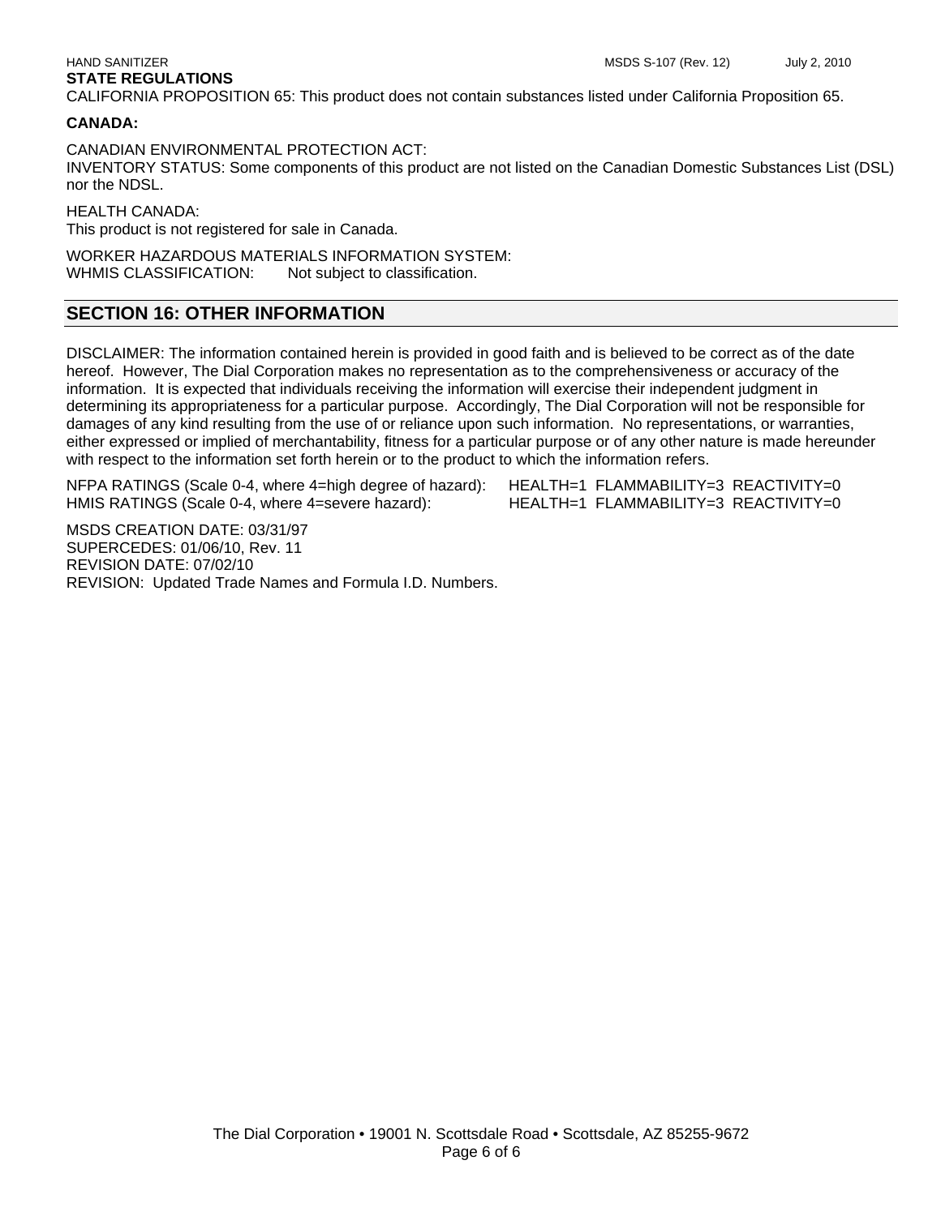**STATE REGULATIONS**

CALIFORNIA PROPOSITION 65: This product does not contain substances listed under California Proposition 65.

**CANADA:**

CANADIAN ENVIRONMENTAL PROTECTION ACT:
INVENTORY STATUS: Some components of this product are not listed on the Canadian Domestic Substances List (DSL) nor the NDSL.

HEALTH CANADA:
This product is not registered for sale in Canada.

WORKER HAZARDOUS MATERIALS INFORMATION SYSTEM:
WHMIS CLASSIFICATION: Not subject to classification.

## SECTION 16: OTHER INFORMATION

DISCLAIMER: The information contained herein is provided in good faith and is believed to be correct as of the date hereof. However, The Dial Corporation makes no representation as to the comprehensiveness or accuracy of the information. It is expected that individuals receiving the information will exercise their independent judgment in determining its appropriateness for a particular purpose. Accordingly, The Dial Corporation will not be responsible for damages of any kind resulting from the use of or reliance upon such information. No representations, or warranties, either expressed or implied of merchantability, fitness for a particular purpose or of any other nature is made hereunder with respect to the information set forth herein or to the product to which the information refers.

NFPA RATINGS (Scale 0-4, where 4=high degree of hazard): HEALTH=1 FLAMMABILITY=3 REACTIVITY=0
HMIS RATINGS (Scale 0-4, where 4=severe hazard): HEALTH=1 FLAMMABILITY=3 REACTIVITY=0

MSDS CREATION DATE: 03/31/97
SUPERCEDES: 01/06/10, Rev. 11
REVISION DATE: 07/02/10
REVISION: Updated Trade Names and Formula I.D. Numbers.